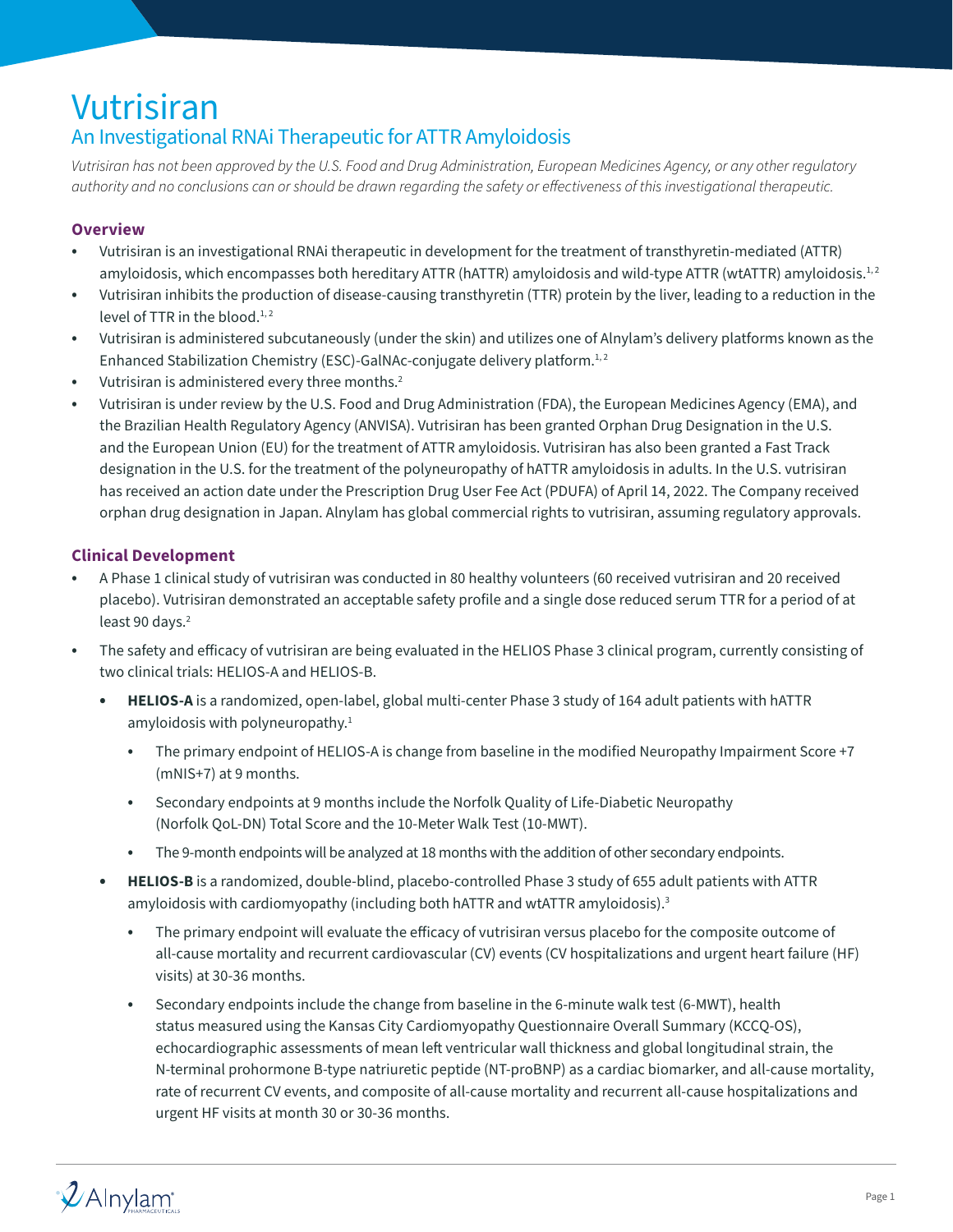# Vutrisiran

## An Investigational RNAi Therapeutic for ATTR Amyloidosis

*Vutrisiran has not been approved by the U.S. Food and Drug Administration, European Medicines Agency, or any other regulatory authority and no conclusions can or should be drawn regarding the safety or effectiveness of this investigational therapeutic.*

### Overview

- Vutrisiran is an investigational RNAi therapeutic in development for the treatment of transthyretin-mediated (ATTR) amyloidosis, which encompasses both hereditary ATTR (hATTR) amyloidosis and wild-type ATTR (wtATTR) amyloidosis.[1, 2]
- Vutrisiran inhibits the production of disease-causing transthyretin (TTR) protein by the liver, leading to a reduction in the level of TTR in the blood.[1, 2]
- Vutrisiran is administered subcutaneously (under the skin) and utilizes one of Alnylam's delivery platforms known as the Enhanced Stabilization Chemistry (ESC)-GalNAc-conjugate delivery platform.[1, 2]
- Vutrisiran is administered every three months.[2]
- Vutrisiran is under review by the U.S. Food and Drug Administration (FDA), the European Medicines Agency (EMA), and the Brazilian Health Regulatory Agency (ANVISA). Vutrisiran has been granted Orphan Drug Designation in the U.S. and the European Union (EU) for the treatment of ATTR amyloidosis. Vutrisiran has also been granted a Fast Track designation in the U.S. for the treatment of the polyneuropathy of hATTR amyloidosis in adults. In the U.S. vutrisiran has received an action date under the Prescription Drug User Fee Act (PDUFA) of April 14, 2022. The Company received orphan drug designation in Japan. Alnylam has global commercial rights to vutrisiran, assuming regulatory approvals.

### Clinical Development

- A Phase 1 clinical study of vutrisiran was conducted in 80 healthy volunteers (60 received vutrisiran and 20 received placebo). Vutrisiran demonstrated an acceptable safety profile and a single dose reduced serum TTR for a period of at least 90 days.[2]
- The safety and efficacy of vutrisiran are being evaluated in the HELIOS Phase 3 clinical program, currently consisting of two clinical trials: HELIOS-A and HELIOS-B.
  - **HELIOS-A** is a randomized, open-label, global multi-center Phase 3 study of 164 adult patients with hATTR amyloidosis with polyneuropathy.[1]
    - The primary endpoint of HELIOS-A is change from baseline in the modified Neuropathy Impairment Score +7 (mNIS+7) at 9 months.
    - Secondary endpoints at 9 months include the Norfolk Quality of Life-Diabetic Neuropathy (Norfolk QoL-DN) Total Score and the 10-Meter Walk Test (10-MWT).
    - The 9-month endpoints will be analyzed at 18 months with the addition of other secondary endpoints.
  - **HELIOS-B** is a randomized, double-blind, placebo-controlled Phase 3 study of 655 adult patients with ATTR amyloidosis with cardiomyopathy (including both hATTR and wtATTR amyloidosis).[3]
    - The primary endpoint will evaluate the efficacy of vutrisiran versus placebo for the composite outcome of all-cause mortality and recurrent cardiovascular (CV) events (CV hospitalizations and urgent heart failure (HF) visits) at 30-36 months.
    - Secondary endpoints include the change from baseline in the 6-minute walk test (6-MWT), health status measured using the Kansas City Cardiomyopathy Questionnaire Overall Summary (KCCQ-OS), echocardiographic assessments of mean left ventricular wall thickness and global longitudinal strain, the N-terminal prohormone B-type natriuretic peptide (NT-proBNP) as a cardiac biomarker, and all-cause mortality, rate of recurrent CV events, and composite of all-cause mortality and recurrent all-cause hospitalizations and urgent HF visits at month 30 or 30-36 months.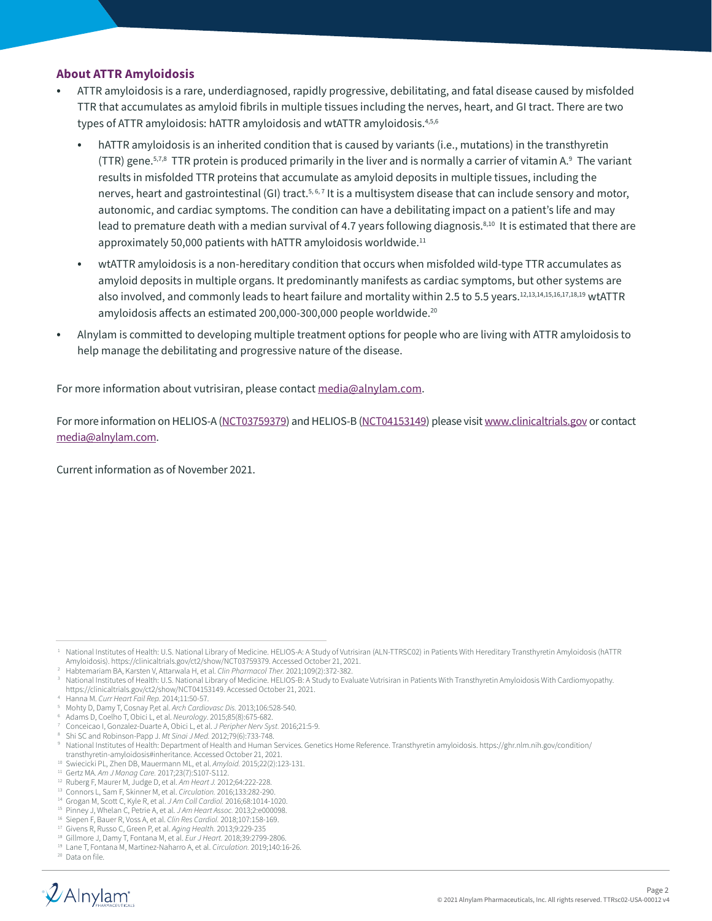### About ATTR Amyloidosis

- ATTR amyloidosis is a rare, underdiagnosed, rapidly progressive, debilitating, and fatal disease caused by misfolded TTR that accumulates as amyloid fibrils in multiple tissues including the nerves, heart, and GI tract. There are two types of ATTR amyloidosis: hATTR amyloidosis and wtATTR amyloidosis.[4,5,6]
  - hATTR amyloidosis is an inherited condition that is caused by variants (i.e., mutations) in the transthyretin (TTR) gene.[5,7,8] TTR protein is produced primarily in the liver and is normally a carrier of vitamin A.[9] The variant results in misfolded TTR proteins that accumulate as amyloid deposits in multiple tissues, including the nerves, heart and gastrointestinal (GI) tract.[5, 6, 7] It is a multisystem disease that can include sensory and motor, autonomic, and cardiac symptoms. The condition can have a debilitating impact on a patient's life and may lead to premature death with a median survival of 4.7 years following diagnosis.[8,10] It is estimated that there are approximately 50,000 patients with hATTR amyloidosis worldwide.[11]
  - wtATTR amyloidosis is a non-hereditary condition that occurs when misfolded wild-type TTR accumulates as amyloid deposits in multiple organs. It predominantly manifests as cardiac symptoms, but other systems are also involved, and commonly leads to heart failure and mortality within 2.5 to 5.5 years.[12,13,14,15,16,17,18,19] wtATTR amyloidosis affects an estimated 200,000-300,000 people worldwide.[20]
- Alnylam is committed to developing multiple treatment options for people who are living with ATTR amyloidosis to help manage the debilitating and progressive nature of the disease.

For more information about vutrisiran, please contact media@alnylam.com.

For more information on HELIOS-A (NCT03759379) and HELIOS-B (NCT04153149) please visit www.clinicaltrials.gov or contact media@alnylam.com.

Current information as of November 2021.

---

[1] National Institutes of Health: U.S. National Library of Medicine. HELIOS-A: A Study of Vutrisiran (ALN-TTRSC02) in Patients With Hereditary Transthyretin Amyloidosis (hATTR Amyloidosis). https://clinicaltrials.gov/ct2/show/NCT03759379. Accessed October 21, 2021.
[2] Habtemariam BA, Karsten V, Attarwala H, et al. *Clin Pharmacol Ther.* 2021;109(2):372-382.
[3] National Institutes of Health: U.S. National Library of Medicine. HELIOS-B: A Study to Evaluate Vutrisiran in Patients With Transthyretin Amyloidosis With Cardiomyopathy. https://clinicaltrials.gov/ct2/show/NCT04153149. Accessed October 21, 2021.
[4] Hanna M. *Curr Heart Fail Rep.* 2014;11:50-57.
[5] Mohty D, Damy T, Cosnay P,et al. *Arch Cardiovasc Dis.* 2013;106:528-540.
[6] Adams D, Coelho T, Obici L, et al. *Neurology*. 2015;85(8):675-682.
[7] Conceicao I, Gonzalez-Duarte A, Obici L, et al. *J Peripher Nerv Syst.* 2016;21:5-9.
[8] Shi SC and Robinson-Papp J. *Mt Sinai J Med.* 2012;79(6):733-748.
[9] National Institutes of Health: Department of Health and Human Services. Genetics Home Reference. Transthyretin amyloidosis. https://ghr.nlm.nih.gov/condition/transthyretin-amyloidosis#inheritance. Accessed October 21, 2021.
[10] Swiecicki PL, Zhen DB, Mauermann ML, et al. *Amyloid.* 2015;22(2):123-131.
[11] Gertz MA. *Am J Manag Care.* 2017;23(7):S107-S112.
[12] Ruberg F, Maurer M, Judge D, et al. *Am Heart J.* 2012;64:222-228.
[13] Connors L, Sam F, Skinner M, et al. *Circulation.* 2016;133:282-290.
[14] Grogan M, Scott C, Kyle R, et al. *J Am Coll Cardiol.* 2016;68:1014-1020.
[15] Pinney J, Whelan C, Petrie A, et al. *J Am Heart Assoc.* 2013;2:e000098.
[16] Siepen F, Bauer R, Voss A, et al. *Clin Res Cardiol.* 2018;107:158-169.
[17] Givens R, Russo C, Green P, et al. *Aging Health.* 2013;9:229-235
[18] Gillmore J, Damy T, Fontana M, et al. *Eur J Heart.* 2018;39:2799-2806.
[19] Lane T, Fontana M, Martinez-Naharro A, et al. *Circulation.* 2019;140:16-26.
[20] Data on file.

© 2021 Alnylam Pharmaceuticals, Inc. All rights reserved. TTRsc02-USA-00012 v4